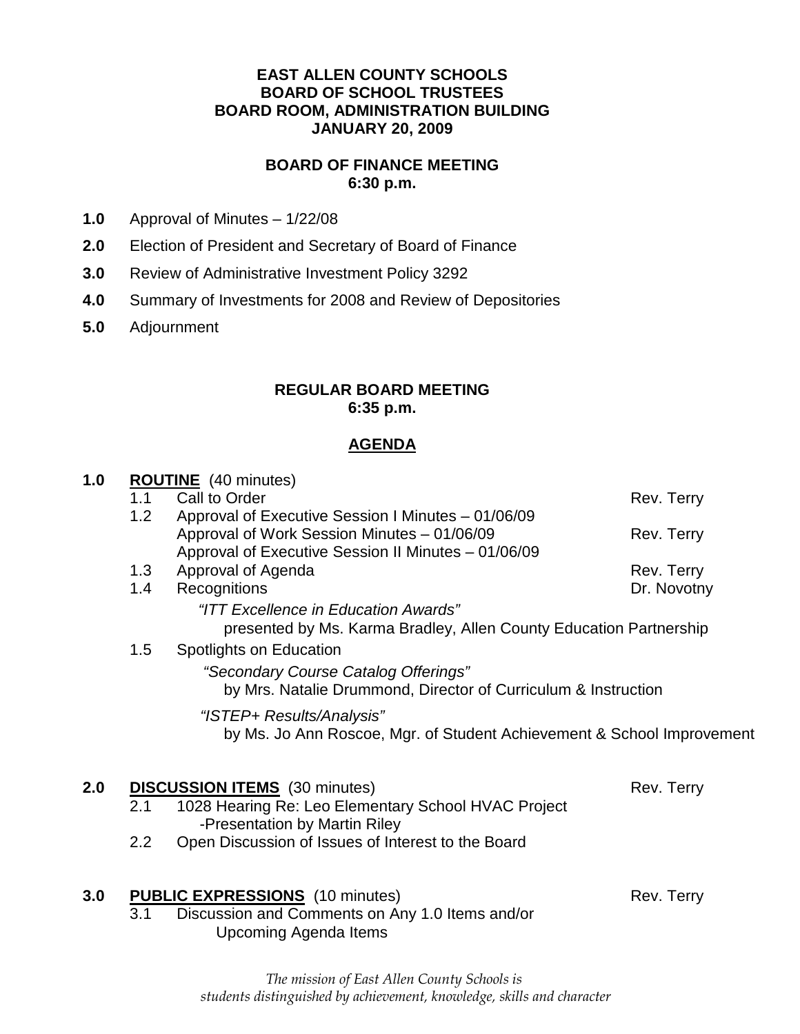**EAST ALLEN COUNTY SCHOOLS**
**BOARD OF SCHOOL TRUSTEES**
**BOARD ROOM, ADMINISTRATION BUILDING**
**JANUARY 20, 2009**

**BOARD OF FINANCE MEETING**
**6:30 p.m.**

**1.0** Approval of Minutes – 1/22/08

**2.0** Election of President and Secretary of Board of Finance

**3.0** Review of Administrative Investment Policy 3292

**4.0** Summary of Investments for 2008 and Review of Depositories

**5.0** Adjournment

**REGULAR BOARD MEETING**
**6:35 p.m.**

## AGENDA

**1.0 ROUTINE** (40 minutes)

- 1.1 Call to Order — Rev. Terry
- 1.2 Approval of Executive Session I Minutes – 01/06/09
  Approval of Work Session Minutes – 01/06/09 — Rev. Terry
  Approval of Executive Session II Minutes – 01/06/09
- 1.3 Approval of Agenda — Rev. Terry
- 1.4 Recognitions — Dr. Novotny
  *"ITT Excellence in Education Awards"*
  presented by Ms. Karma Bradley, Allen County Education Partnership
- 1.5 Spotlights on Education
  *"Secondary Course Catalog Offerings"*
  by Mrs. Natalie Drummond, Director of Curriculum & Instruction

  *"ISTEP+ Results/Analysis"*
  by Ms. Jo Ann Roscoe, Mgr. of Student Achievement & School Improvement

**2.0 DISCUSSION ITEMS** (30 minutes) — Rev. Terry

- 2.1 1028 Hearing Re: Leo Elementary School HVAC Project
  -Presentation by Martin Riley
- 2.2 Open Discussion of Issues of Interest to the Board

**3.0 PUBLIC EXPRESSIONS** (10 minutes) — Rev. Terry

- 3.1 Discussion and Comments on Any 1.0 Items and/or
  Upcoming Agenda Items

*The mission of East Allen County Schools is*
*students distinguished by achievement, knowledge, skills and character*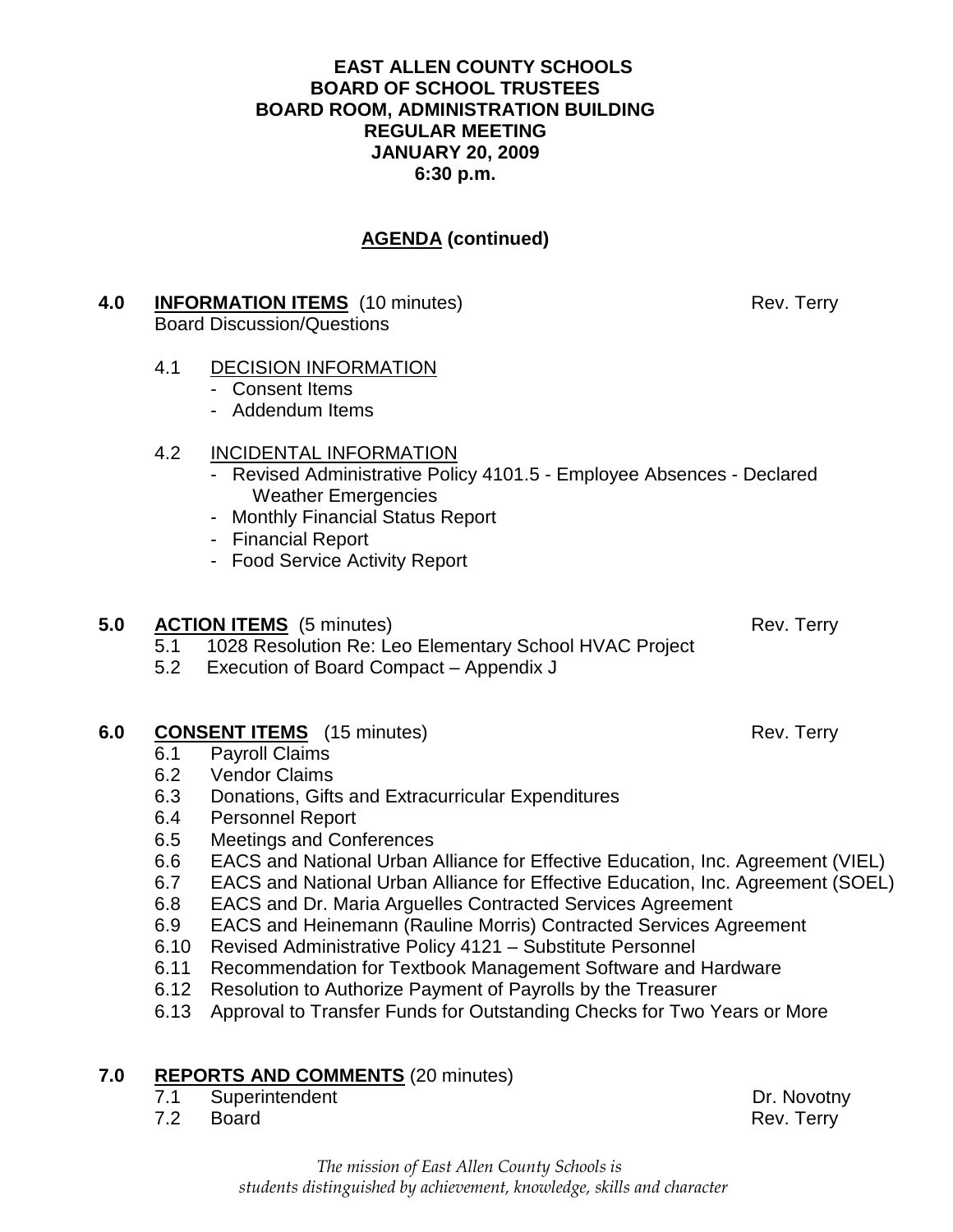**EAST ALLEN COUNTY SCHOOLS**
**BOARD OF SCHOOL TRUSTEES**
**BOARD ROOM, ADMINISTRATION BUILDING**
**REGULAR MEETING**
**JANUARY 20, 2009**
**6:30 p.m.**

## AGENDA (continued)

**4.0 INFORMATION ITEMS** (10 minutes) — Rev. Terry
Board Discussion/Questions

4.1 DECISION INFORMATION
- Consent Items
- Addendum Items

4.2 INCIDENTAL INFORMATION
- Revised Administrative Policy 4101.5 - Employee Absences - Declared Weather Emergencies
- Monthly Financial Status Report
- Financial Report
- Food Service Activity Report

**5.0 ACTION ITEMS** (5 minutes) — Rev. Terry

5.1 1028 Resolution Re: Leo Elementary School HVAC Project
5.2 Execution of Board Compact – Appendix J

**6.0 CONSENT ITEMS** (15 minutes) — Rev. Terry

6.1 Payroll Claims
6.2 Vendor Claims
6.3 Donations, Gifts and Extracurricular Expenditures
6.4 Personnel Report
6.5 Meetings and Conferences
6.6 EACS and National Urban Alliance for Effective Education, Inc. Agreement (VIEL)
6.7 EACS and National Urban Alliance for Effective Education, Inc. Agreement (SOEL)
6.8 EACS and Dr. Maria Arguelles Contracted Services Agreement
6.9 EACS and Heinemann (Rauline Morris) Contracted Services Agreement
6.10 Revised Administrative Policy 4121 – Substitute Personnel
6.11 Recommendation for Textbook Management Software and Hardware
6.12 Resolution to Authorize Payment of Payrolls by the Treasurer
6.13 Approval to Transfer Funds for Outstanding Checks for Two Years or More

**7.0 REPORTS AND COMMENTS** (20 minutes)

7.1 Superintendent — Dr. Novotny
7.2 Board — Rev. Terry

*The mission of East Allen County Schools is students distinguished by achievement, knowledge, skills and character*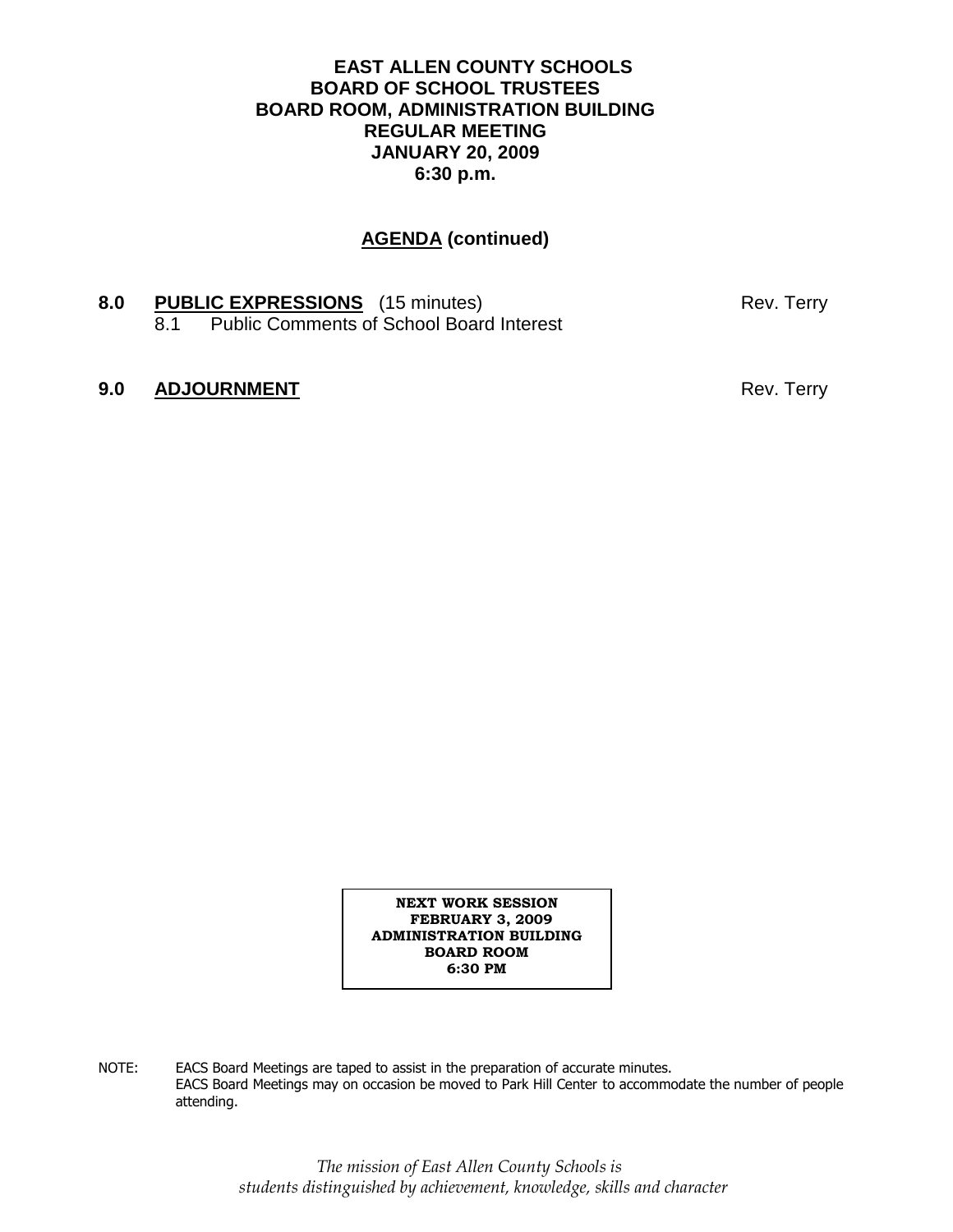**EAST ALLEN COUNTY SCHOOLS**
**BOARD OF SCHOOL TRUSTEES**
**BOARD ROOM, ADMINISTRATION BUILDING**
**REGULAR MEETING**
**JANUARY 20, 2009**
**6:30 p.m.**

## AGENDA (continued)

**8.0 PUBLIC EXPRESSIONS** (15 minutes) — Rev. Terry

8.1 Public Comments of School Board Interest

**9.0 ADJOURNMENT** — Rev. Terry

**NEXT WORK SESSION**
**FEBRUARY 3, 2009**
**ADMINISTRATION BUILDING**
**BOARD ROOM**
**6:30 PM**

NOTE: EACS Board Meetings are taped to assist in the preparation of accurate minutes.
EACS Board Meetings may on occasion be moved to Park Hill Center to accommodate the number of people attending.

*The mission of East Allen County Schools is students distinguished by achievement, knowledge, skills and character*